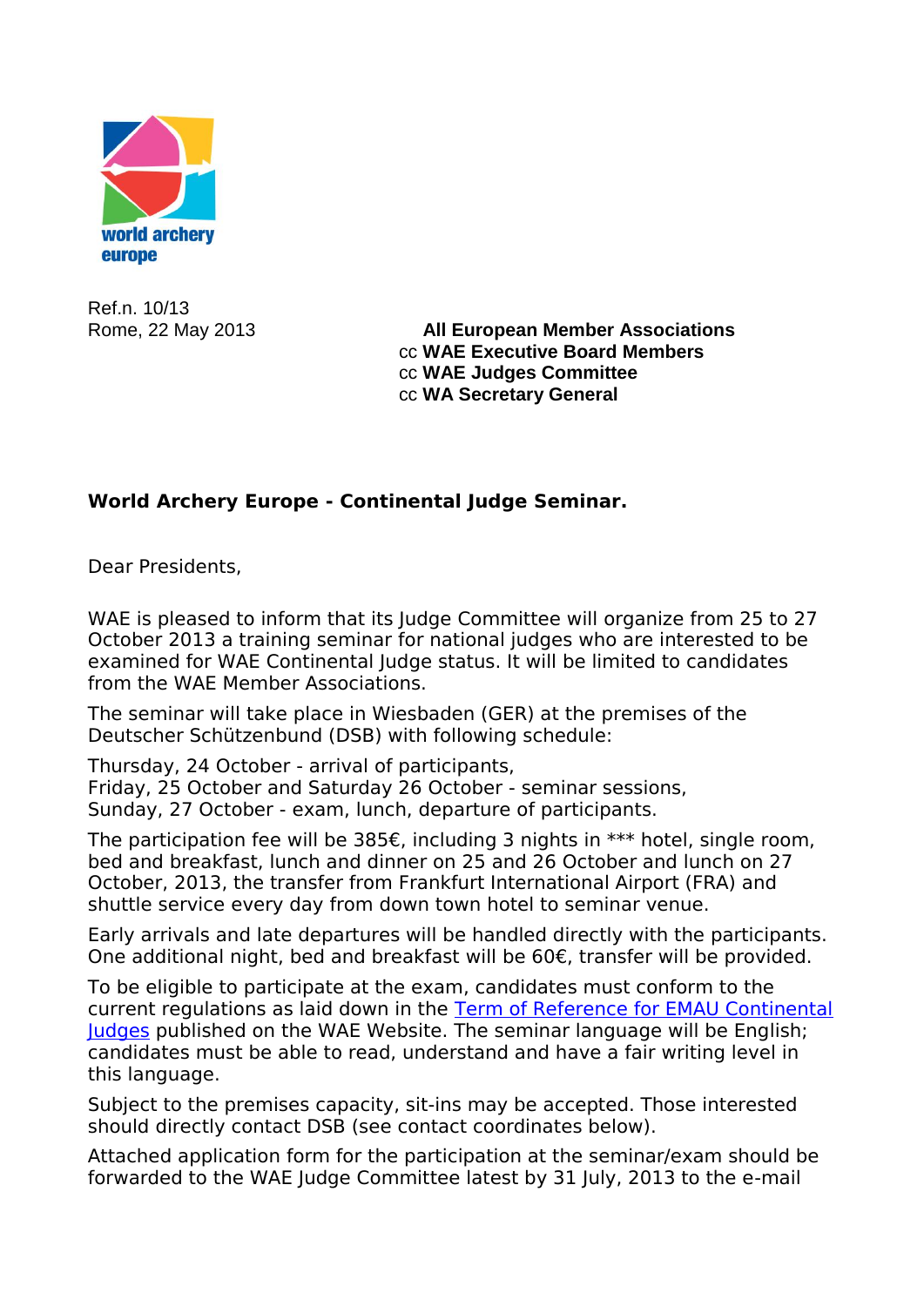world archery europe

Ref.n. 10/13
Rome, 22 May 2013

**All European Member Associations**
cc **WAE Executive Board Members**
cc **WAE Judges Committee**
cc **WA Secretary General**

**World Archery Europe - Continental Judge Seminar.**

Dear Presidents,

WAE is pleased to inform that its Judge Committee will organize from 25 to 27 October 2013 a training seminar for national judges who are interested to be examined for WAE Continental Judge status. It will be limited to candidates from the WAE Member Associations.

The seminar will take place in Wiesbaden (GER) at the premises of the Deutscher Schützenbund (DSB) with following schedule:

Thursday, 24 October - arrival of participants,
Friday, 25 October and Saturday 26 October - seminar sessions,
Sunday, 27 October - exam, lunch, departure of participants.

The participation fee will be 385€, including 3 nights in *** hotel, single room, bed and breakfast, lunch and dinner on 25 and 26 October and lunch on 27 October, 2013, the transfer from Frankfurt International Airport (FRA) and shuttle service every day from down town hotel to seminar venue.

Early arrivals and late departures will be handled directly with the participants. One additional night, bed and breakfast will be 60€, transfer will be provided.

To be eligible to participate at the exam, candidates must conform to the current regulations as laid down in the Term of Reference for EMAU Continental Judges published on the WAE Website. The seminar language will be English; candidates must be able to read, understand and have a fair writing level in this language.

Subject to the premises capacity, sit-ins may be accepted. Those interested should directly contact DSB (see contact coordinates below).

Attached application form for the participation at the seminar/exam should be forwarded to the WAE Judge Committee latest by 31 July, 2013 to the e-mail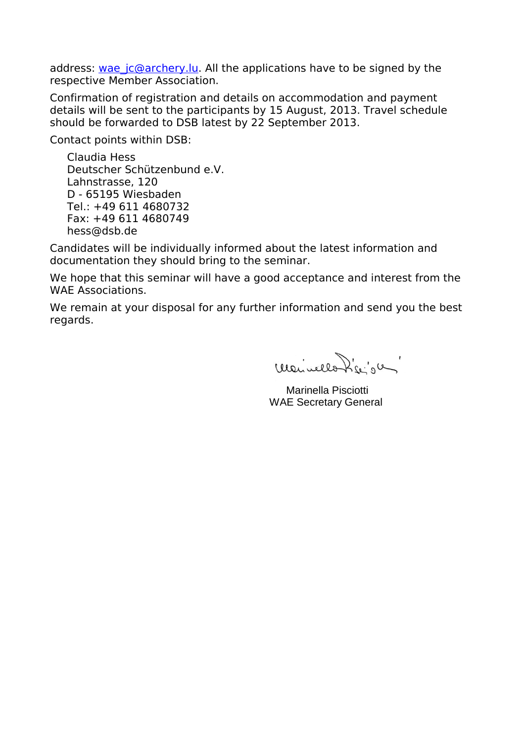address: wae_jc@archery.lu. All the applications have to be signed by the respective Member Association.

Confirmation of registration and details on accommodation and payment details will be sent to the participants by 15 August, 2013. Travel schedule should be forwarded to DSB latest by 22 September 2013.

Contact points within DSB:

Claudia Hess
Deutscher Schützenbund e.V.
Lahnstrasse, 120
D - 65195 Wiesbaden
Tel.: +49 611 4680732
Fax: +49 611 4680749
hess@dsb.de

Candidates will be individually informed about the latest information and documentation they should bring to the seminar.

We hope that this seminar will have a good acceptance and interest from the WAE Associations.

We remain at your disposal for any further information and send you the best regards.

Marinella Pisciotti
WAE Secretary General